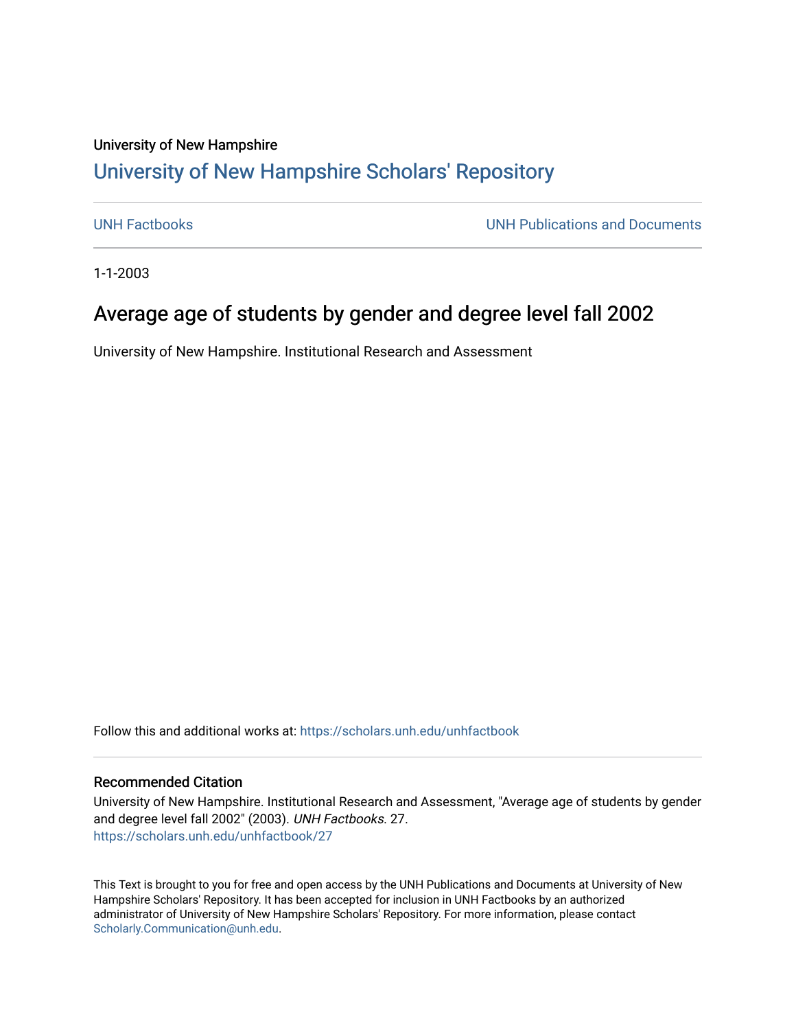University of New Hampshire

## University of New Hampshire Scholars' Repository

UNH Factbooks

UNH Publications and Documents

1-1-2003

# Average age of students by gender and degree level fall 2002

University of New Hampshire. Institutional Research and Assessment

Follow this and additional works at: https://scholars.unh.edu/unhfactbook

### Recommended Citation

University of New Hampshire. Institutional Research and Assessment, "Average age of students by gender and degree level fall 2002" (2003). *UNH Factbooks*. 27.
https://scholars.unh.edu/unhfactbook/27

This Text is brought to you for free and open access by the UNH Publications and Documents at University of New Hampshire Scholars' Repository. It has been accepted for inclusion in UNH Factbooks by an authorized administrator of University of New Hampshire Scholars' Repository. For more information, please contact Scholarly.Communication@unh.edu.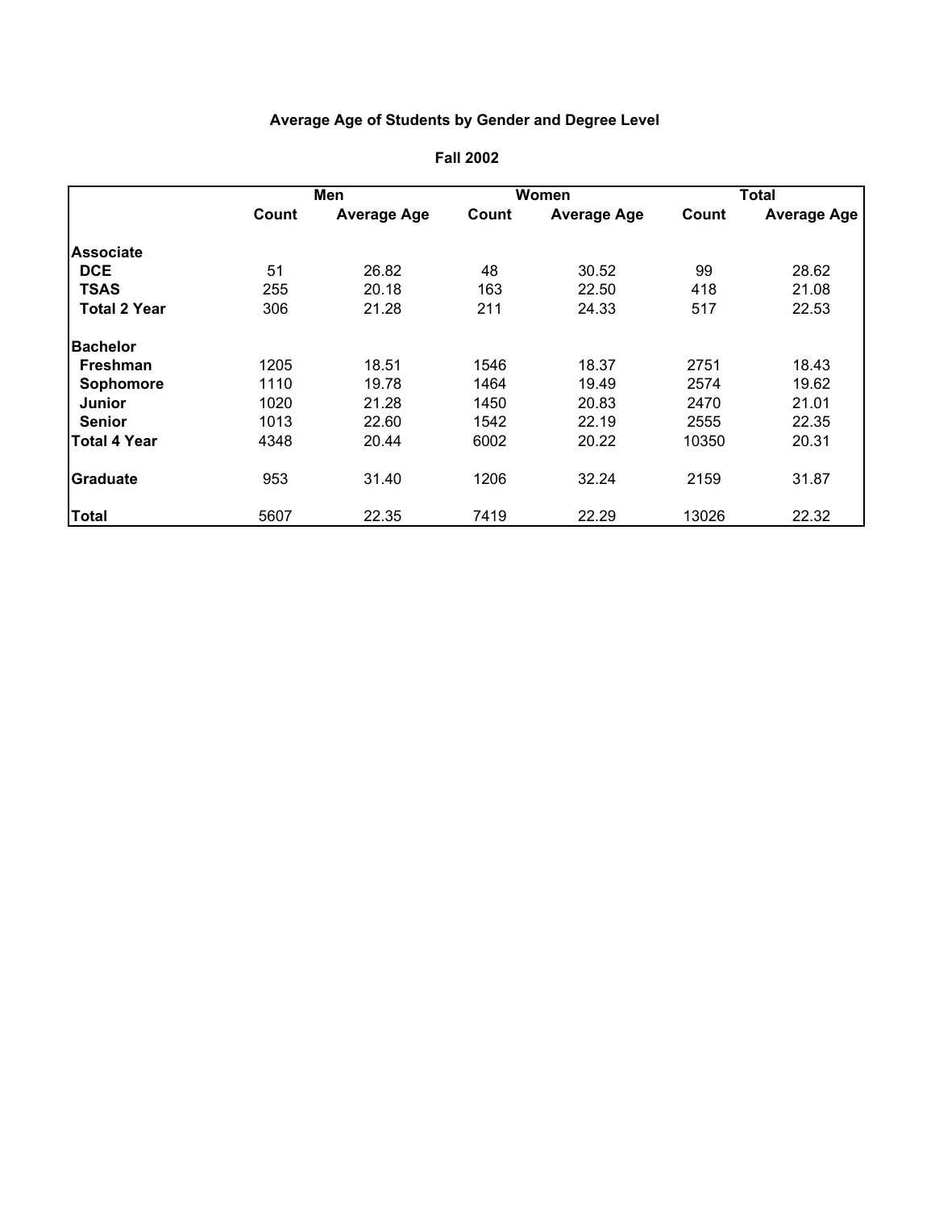## Average Age of Students by Gender and Degree Level

**Fall 2002**

| | Men | | Women | | Total | |
|---|---|---|---|---|---|---|
| | **Count** | **Average Age** | **Count** | **Average Age** | **Count** | **Average Age** |
| **Associate** | | | | | | |
| **DCE** | 51 | 26.82 | 48 | 30.52 | 99 | 28.62 |
| **TSAS** | 255 | 20.18 | 163 | 22.50 | 418 | 21.08 |
| **Total 2 Year** | 306 | 21.28 | 211 | 24.33 | 517 | 22.53 |
| **Bachelor** | | | | | | |
| **Freshman** | 1205 | 18.51 | 1546 | 18.37 | 2751 | 18.43 |
| **Sophomore** | 1110 | 19.78 | 1464 | 19.49 | 2574 | 19.62 |
| **Junior** | 1020 | 21.28 | 1450 | 20.83 | 2470 | 21.01 |
| **Senior** | 1013 | 22.60 | 1542 | 22.19 | 2555 | 22.35 |
| **Total 4 Year** | 4348 | 20.44 | 6002 | 20.22 | 10350 | 20.31 |
| **Graduate** | 953 | 31.40 | 1206 | 32.24 | 2159 | 31.87 |
| **Total** | 5607 | 22.35 | 7419 | 22.29 | 13026 | 22.32 |